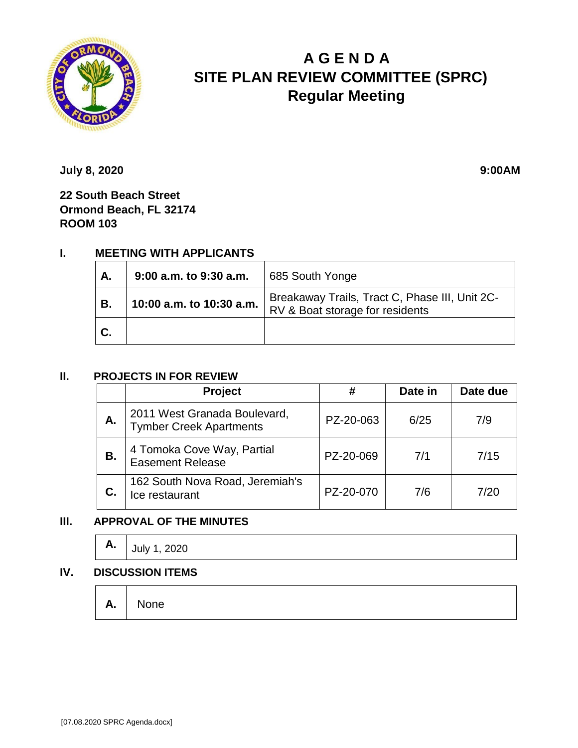# A G E N D A
# SITE PLAN REVIEW COMMITTEE (SPRC)
## Regular Meeting

**July 8, 2020** **9:00AM**

**22 South Beach Street**
**Ormond Beach, FL 32174**
**ROOM 103**

### I. MEETING WITH APPLICANTS

| | | |
|---|---|---|
| **A.** | **9:00 a.m. to 9:30 a.m.** | 685 South Yonge |
| **B.** | **10:00 a.m. to 10:30 a.m.** | Breakaway Trails, Tract C, Phase III, Unit 2C-RV & Boat storage for residents |
| **C.** | | |

### II. PROJECTS IN FOR REVIEW

| | Project | # | Date in | Date due |
|---|---|---|---|---|
| **A.** | 2011 West Granada Boulevard, Tymber Creek Apartments | PZ-20-063 | 6/25 | 7/9 |
| **B.** | 4 Tomoka Cove Way, Partial Easement Release | PZ-20-069 | 7/1 | 7/15 |
| **C.** | 162 South Nova Road, Jeremiah's Ice restaurant | PZ-20-070 | 7/6 | 7/20 |

### III. APPROVAL OF THE MINUTES

| | |
|---|---|
| **A.** | July 1, 2020 |

### IV. DISCUSSION ITEMS

| | |
|---|---|
| **A.** | None |

[07.08.2020 SPRC Agenda.docx]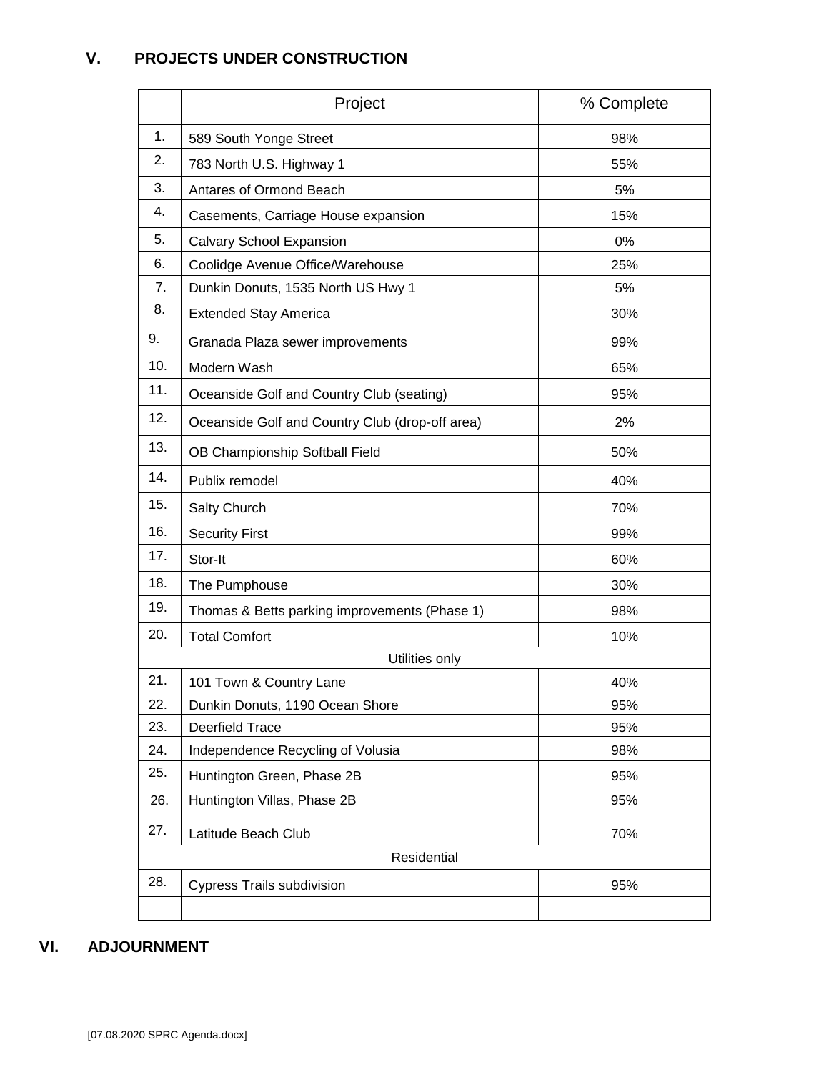## V. PROJECTS UNDER CONSTRUCTION

| | Project | % Complete |
|---|---|---|
| 1. | 589 South Yonge Street | 98% |
| 2. | 783 North U.S. Highway 1 | 55% |
| 3. | Antares of Ormond Beach | 5% |
| 4. | Casements, Carriage House expansion | 15% |
| 5. | Calvary School Expansion | 0% |
| 6. | Coolidge Avenue Office/Warehouse | 25% |
| 7. | Dunkin Donuts, 1535 North US Hwy 1 | 5% |
| 8. | Extended Stay America | 30% |
| 9. | Granada Plaza sewer improvements | 99% |
| 10. | Modern Wash | 65% |
| 11. | Oceanside Golf and Country Club (seating) | 95% |
| 12. | Oceanside Golf and Country Club (drop-off area) | 2% |
| 13. | OB Championship Softball Field | 50% |
| 14. | Publix remodel | 40% |
| 15. | Salty Church | 70% |
| 16. | Security First | 99% |
| 17. | Stor-It | 60% |
| 18. | The Pumphouse | 30% |
| 19. | Thomas & Betts parking improvements (Phase 1) | 98% |
| 20. | Total Comfort | 10% |
| | Utilities only | |
| 21. | 101 Town & Country Lane | 40% |
| 22. | Dunkin Donuts, 1190 Ocean Shore | 95% |
| 23. | Deerfield Trace | 95% |
| 24. | Independence Recycling of Volusia | 98% |
| 25. | Huntington Green, Phase 2B | 95% |
| 26. | Huntington Villas, Phase 2B | 95% |
| 27. | Latitude Beach Club | 70% |
| | Residential | |
| 28. | Cypress Trails subdivision | 95% |
| | | |

## VI. ADJOURNMENT

[07.08.2020 SPRC Agenda.docx]